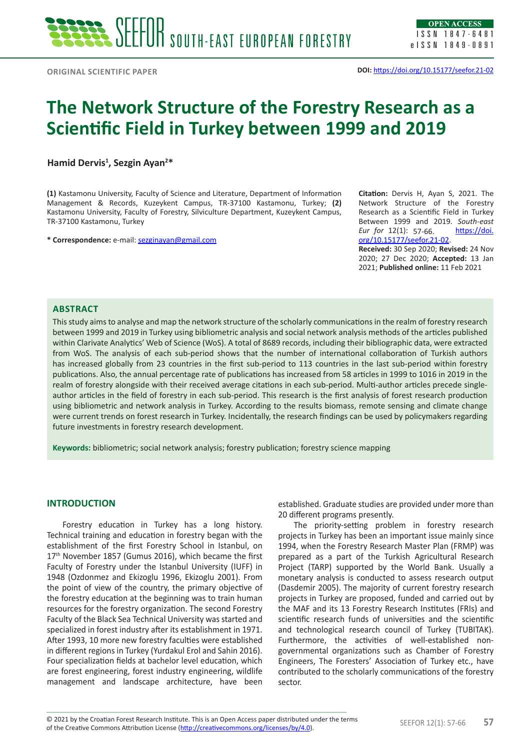ORIGINAL SCIENTIFIC PAPER

**DOI:** https://doi.org/10.15177/seefor.21-02

# The Network Structure of the Forestry Research as a Scientific Field in Turkey between 1999 and 2019

**Hamid Dervis[1], Sezgin Ayan[2]***

**(1)** Kastamonu University, Faculty of Science and Literature, Department of Information Management & Records, Kuzeykent Campus, TR-37100 Kastamonu, Turkey; **(2)** Kastamonu University, Faculty of Forestry, Silviculture Department, Kuzeykent Campus, TR-37100 Kastamonu, Turkey

**\* Correspondence:** e-mail: sezginayan@gmail.com

**Citation:** Dervis H, Ayan S, 2021. The Network Structure of the Forestry Research as a Scientific Field in Turkey Between 1999 and 2019. *South-east Eur for* 12(1): 57-66. https://doi.org/10.15177/seefor.21-02.

**Received:** 30 Sep 2020; **Revised:** 24 Nov 2020; 27 Dec 2020; **Accepted:** 13 Jan 2021; **Published online:** 11 Feb 2021

## ABSTRACT

This study aims to analyse and map the network structure of the scholarly communications in the realm of forestry research between 1999 and 2019 in Turkey using bibliometric analysis and social network analysis methods of the articles published within Clarivate Analytics' Web of Science (WoS). A total of 8689 records, including their bibliographic data, were extracted from WoS. The analysis of each sub-period shows that the number of international collaboration of Turkish authors has increased globally from 23 countries in the first sub-period to 113 countries in the last sub-period within forestry publications. Also, the annual percentage rate of publications has increased from 58 articles in 1999 to 1016 in 2019 in the realm of forestry alongside with their received average citations in each sub-period. Multi-author articles precede single-author articles in the field of forestry in each sub-period. This research is the first analysis of forest research production using bibliometric and network analysis in Turkey. According to the results biomass, remote sensing and climate change were current trends on forest research in Turkey. Incidentally, the research findings can be used by policymakers regarding future investments in forestry research development.

**Keywords:** bibliometric; social network analysis; forestry publication; forestry science mapping

## INTRODUCTION

Forestry education in Turkey has a long history. Technical training and education in forestry began with the establishment of the first Forestry School in Istanbul, on 17th November 1857 (Gumus 2016), which became the first Faculty of Forestry under the Istanbul University (IUFF) in 1948 (Ozdonmez and Ekizoglu 1996, Ekizoglu 2001). From the point of view of the country, the primary objective of the forestry education at the beginning was to train human resources for the forestry organization. The second Forestry Faculty of the Black Sea Technical University was started and specialized in forest industry after its establishment in 1971. After 1993, 10 more new forestry faculties were established in different regions in Turkey (Yurdakul Erol and Sahin 2016). Four specialization fields at bachelor level education, which are forest engineering, forest industry engineering, wildlife management and landscape architecture, have been established. Graduate studies are provided under more than 20 different programs presently.

The priority-setting problem in forestry research projects in Turkey has been an important issue mainly since 1994, when the Forestry Research Master Plan (FRMP) was prepared as a part of the Turkish Agricultural Research Project (TARP) supported by the World Bank. Usually a monetary analysis is conducted to assess research output (Dasdemir 2005). The majority of current forestry research projects in Turkey are proposed, funded and carried out by the MAF and its 13 Forestry Research Institutes (FRIs) and scientific research funds of universities and the scientific and technological research council of Turkey (TUBITAK). Furthermore, the activities of well-established non-governmental organizations such as Chamber of Forestry Engineers, The Foresters' Association of Turkey etc., have contributed to the scholarly communications of the forestry sector.

© 2021 by the Croatian Forest Research Institute. This is an Open Access paper distributed under the terms of the Creative Commons Attribution License (http://creativecommons.org/licenses/by/4.0).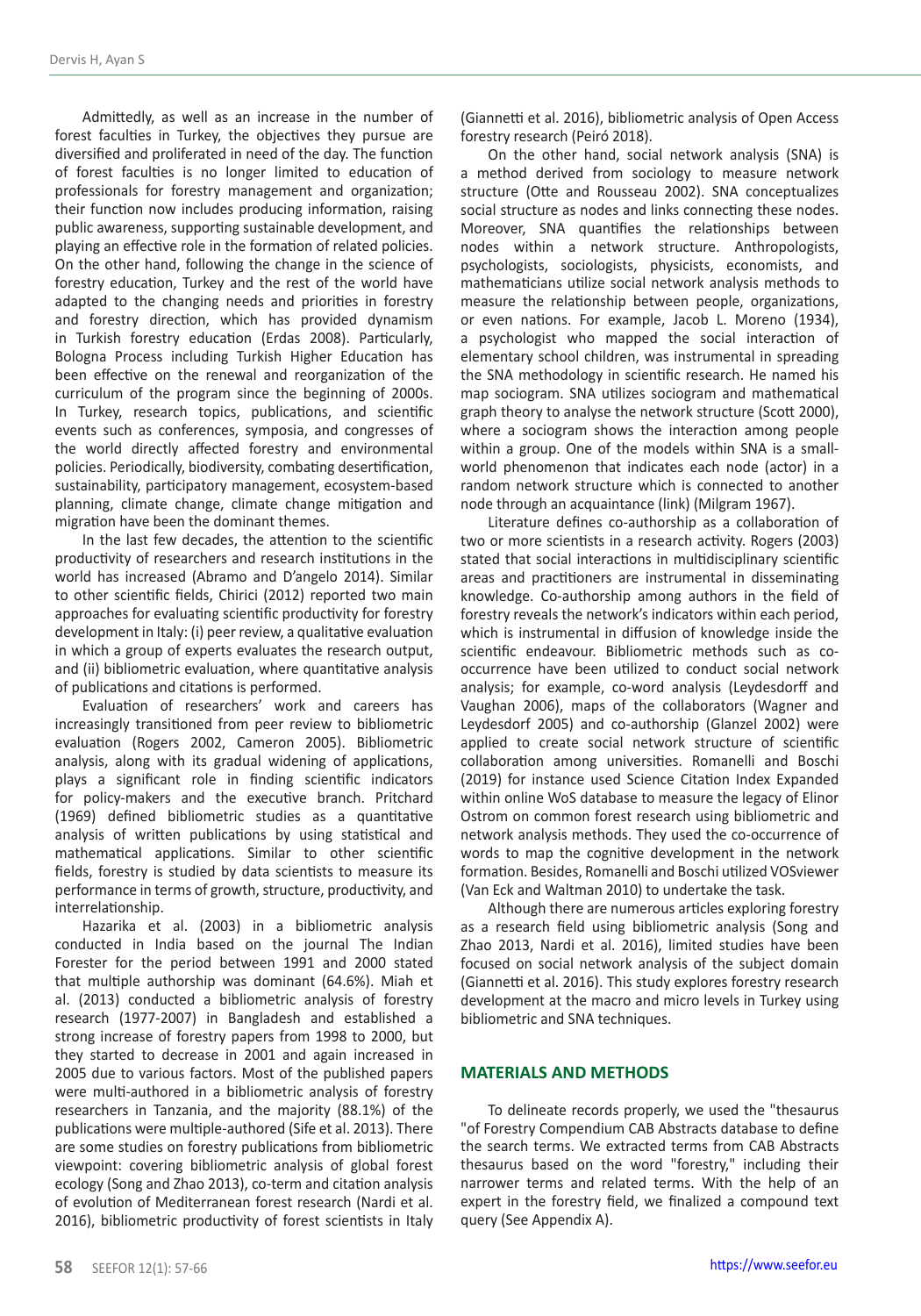Admittedly, as well as an increase in the number of forest faculties in Turkey, the objectives they pursue are diversified and proliferated in need of the day. The function of forest faculties is no longer limited to education of professionals for forestry management and organization; their function now includes producing information, raising public awareness, supporting sustainable development, and playing an effective role in the formation of related policies. On the other hand, following the change in the science of forestry education, Turkey and the rest of the world have adapted to the changing needs and priorities in forestry and forestry direction, which has provided dynamism in Turkish forestry education (Erdas 2008). Particularly, Bologna Process including Turkish Higher Education has been effective on the renewal and reorganization of the curriculum of the program since the beginning of 2000s. In Turkey, research topics, publications, and scientific events such as conferences, symposia, and congresses of the world directly affected forestry and environmental policies. Periodically, biodiversity, combating desertification, sustainability, participatory management, ecosystem-based planning, climate change, climate change mitigation and migration have been the dominant themes.

In the last few decades, the attention to the scientific productivity of researchers and research institutions in the world has increased (Abramo and D'angelo 2014). Similar to other scientific fields, Chirici (2012) reported two main approaches for evaluating scientific productivity for forestry development in Italy: (i) peer review, a qualitative evaluation in which a group of experts evaluates the research output, and (ii) bibliometric evaluation, where quantitative analysis of publications and citations is performed.

Evaluation of researchers' work and careers has increasingly transitioned from peer review to bibliometric evaluation (Rogers 2002, Cameron 2005). Bibliometric analysis, along with its gradual widening of applications, plays a significant role in finding scientific indicators for policy-makers and the executive branch. Pritchard (1969) defined bibliometric studies as a quantitative analysis of written publications by using statistical and mathematical applications. Similar to other scientific fields, forestry is studied by data scientists to measure its performance in terms of growth, structure, productivity, and interrelationship.

Hazarika et al. (2003) in a bibliometric analysis conducted in India based on the journal The Indian Forester for the period between 1991 and 2000 stated that multiple authorship was dominant (64.6%). Miah et al. (2013) conducted a bibliometric analysis of forestry research (1977-2007) in Bangladesh and established a strong increase of forestry papers from 1998 to 2000, but they started to decrease in 2001 and again increased in 2005 due to various factors. Most of the published papers were multi-authored in a bibliometric analysis of forestry researchers in Tanzania, and the majority (88.1%) of the publications were multiple-authored (Sife et al. 2013). There are some studies on forestry publications from bibliometric viewpoint: covering bibliometric analysis of global forest ecology (Song and Zhao 2013), co-term and citation analysis of evolution of Mediterranean forest research (Nardi et al. 2016), bibliometric productivity of forest scientists in Italy (Giannetti et al. 2016), bibliometric analysis of Open Access forestry research (Peiró 2018).

On the other hand, social network analysis (SNA) is a method derived from sociology to measure network structure (Otte and Rousseau 2002). SNA conceptualizes social structure as nodes and links connecting these nodes. Moreover, SNA quantifies the relationships between nodes within a network structure. Anthropologists, psychologists, sociologists, physicists, economists, and mathematicians utilize social network analysis methods to measure the relationship between people, organizations, or even nations. For example, Jacob L. Moreno (1934), a psychologist who mapped the social interaction of elementary school children, was instrumental in spreading the SNA methodology in scientific research. He named his map sociogram. SNA utilizes sociogram and mathematical graph theory to analyse the network structure (Scott 2000), where a sociogram shows the interaction among people within a group. One of the models within SNA is a small-world phenomenon that indicates each node (actor) in a random network structure which is connected to another node through an acquaintance (link) (Milgram 1967).

Literature defines co-authorship as a collaboration of two or more scientists in a research activity. Rogers (2003) stated that social interactions in multidisciplinary scientific areas and practitioners are instrumental in disseminating knowledge. Co-authorship among authors in the field of forestry reveals the network's indicators within each period, which is instrumental in diffusion of knowledge inside the scientific endeavour. Bibliometric methods such as co-occurrence have been utilized to conduct social network analysis; for example, co-word analysis (Leydesdorff and Vaughan 2006), maps of the collaborators (Wagner and Leydesdorf 2005) and co-authorship (Glanzel 2002) were applied to create social network structure of scientific collaboration among universities. Romanelli and Boschi (2019) for instance used Science Citation Index Expanded within online WoS database to measure the legacy of Elinor Ostrom on common forest research using bibliometric and network analysis methods. They used the co-occurrence of words to map the cognitive development in the network formation. Besides, Romanelli and Boschi utilized VOSviewer (Van Eck and Waltman 2010) to undertake the task.

Although there are numerous articles exploring forestry as a research field using bibliometric analysis (Song and Zhao 2013, Nardi et al. 2016), limited studies have been focused on social network analysis of the subject domain (Giannetti et al. 2016). This study explores forestry research development at the macro and micro levels in Turkey using bibliometric and SNA techniques.

## MATERIALS AND METHODS

To delineate records properly, we used the "thesaurus "of Forestry Compendium CAB Abstracts database to define the search terms. We extracted terms from CAB Abstracts thesaurus based on the word "forestry," including their narrower terms and related terms. With the help of an expert in the forestry field, we finalized a compound text query (See Appendix A).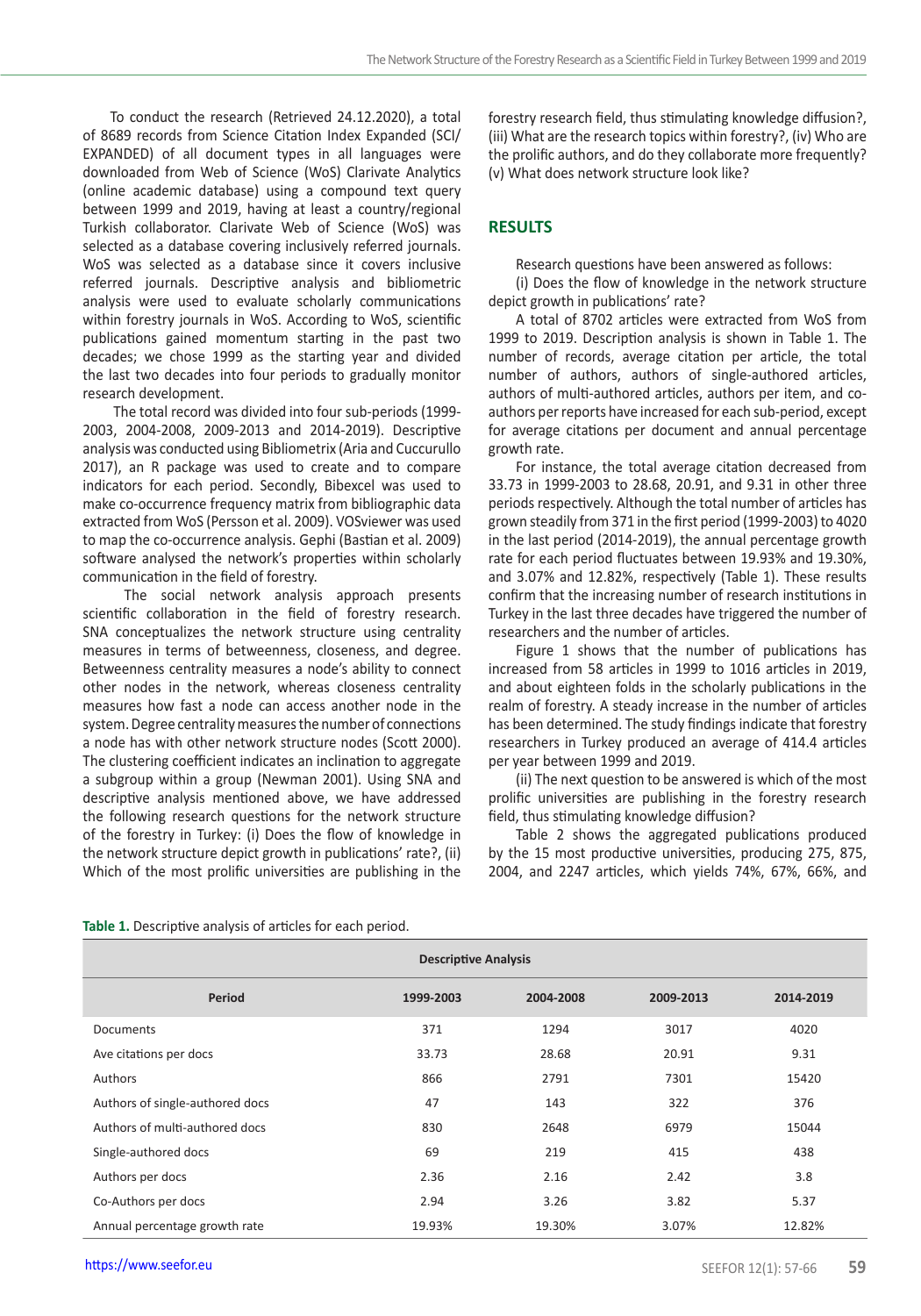To conduct the research (Retrieved 24.12.2020), a total of 8689 records from Science Citation Index Expanded (SCI/EXPANDED) of all document types in all languages were downloaded from Web of Science (WoS) Clarivate Analytics (online academic database) using a compound text query between 1999 and 2019, having at least a country/regional Turkish collaborator. Clarivate Web of Science (WoS) was selected as a database covering inclusively referred journals. WoS was selected as a database since it covers inclusive referred journals. Descriptive analysis and bibliometric analysis were used to evaluate scholarly communications within forestry journals in WoS. According to WoS, scientific publications gained momentum starting in the past two decades; we chose 1999 as the starting year and divided the last two decades into four periods to gradually monitor research development.

The total record was divided into four sub-periods (1999-2003, 2004-2008, 2009-2013 and 2014-2019). Descriptive analysis was conducted using Bibliometrix (Aria and Cuccurullo 2017), an R package was used to create and to compare indicators for each period. Secondly, Bibexcel was used to make co-occurrence frequency matrix from bibliographic data extracted from WoS (Persson et al. 2009). VOSviewer was used to map the co-occurrence analysis. Gephi (Bastian et al. 2009) software analysed the network's properties within scholarly communication in the field of forestry.

The social network analysis approach presents scientific collaboration in the field of forestry research. SNA conceptualizes the network structure using centrality measures in terms of betweenness, closeness, and degree. Betweenness centrality measures a node's ability to connect other nodes in the network, whereas closeness centrality measures how fast a node can access another node in the system. Degree centrality measures the number of connections a node has with other network structure nodes (Scott 2000). The clustering coefficient indicates an inclination to aggregate a subgroup within a group (Newman 2001). Using SNA and descriptive analysis mentioned above, we have addressed the following research questions for the network structure of the forestry in Turkey: (i) Does the flow of knowledge in the network structure depict growth in publications' rate?, (ii) Which of the most prolific universities are publishing in the forestry research field, thus stimulating knowledge diffusion?, (iii) What are the research topics within forestry?, (iv) Who are the prolific authors, and do they collaborate more frequently? (v) What does network structure look like?

## RESULTS

Research questions have been answered as follows:

(i) Does the flow of knowledge in the network structure depict growth in publications' rate?

A total of 8702 articles were extracted from WoS from 1999 to 2019. Description analysis is shown in Table 1. The number of records, average citation per article, the total number of authors, authors of single-authored articles, authors of multi-authored articles, authors per item, and co-authors per reports have increased for each sub-period, except for average citations per document and annual percentage growth rate.

For instance, the total average citation decreased from 33.73 in 1999-2003 to 28.68, 20.91, and 9.31 in other three periods respectively. Although the total number of articles has grown steadily from 371 in the first period (1999-2003) to 4020 in the last period (2014-2019), the annual percentage growth rate for each period fluctuates between 19.93% and 19.30%, and 3.07% and 12.82%, respectively (Table 1). These results confirm that the increasing number of research institutions in Turkey in the last three decades have triggered the number of researchers and the number of articles.

Figure 1 shows that the number of publications has increased from 58 articles in 1999 to 1016 articles in 2019, and about eighteen folds in the scholarly publications in the realm of forestry. A steady increase in the number of articles has been determined. The study findings indicate that forestry researchers in Turkey produced an average of 414.4 articles per year between 1999 and 2019.

(ii) The next question to be answered is which of the most prolific universities are publishing in the forestry research field, thus stimulating knowledge diffusion?

Table 2 shows the aggregated publications produced by the 15 most productive universities, producing 275, 875, 2004, and 2247 articles, which yields 74%, 67%, 66%, and

**Table 1.** Descriptive analysis of articles for each period.

| Descriptive Analysis | | | | |
|---|---|---|---|---|
| **Period** | **1999-2003** | **2004-2008** | **2009-2013** | **2014-2019** |
| Documents | 371 | 1294 | 3017 | 4020 |
| Ave citations per docs | 33.73 | 28.68 | 20.91 | 9.31 |
| Authors | 866 | 2791 | 7301 | 15420 |
| Authors of single-authored docs | 47 | 143 | 322 | 376 |
| Authors of multi-authored docs | 830 | 2648 | 6979 | 15044 |
| Single-authored docs | 69 | 219 | 415 | 438 |
| Authors per docs | 2.36 | 2.16 | 2.42 | 3.8 |
| Co-Authors per docs | 2.94 | 3.26 | 3.82 | 5.37 |
| Annual percentage growth rate | 19.93% | 19.30% | 3.07% | 12.82% |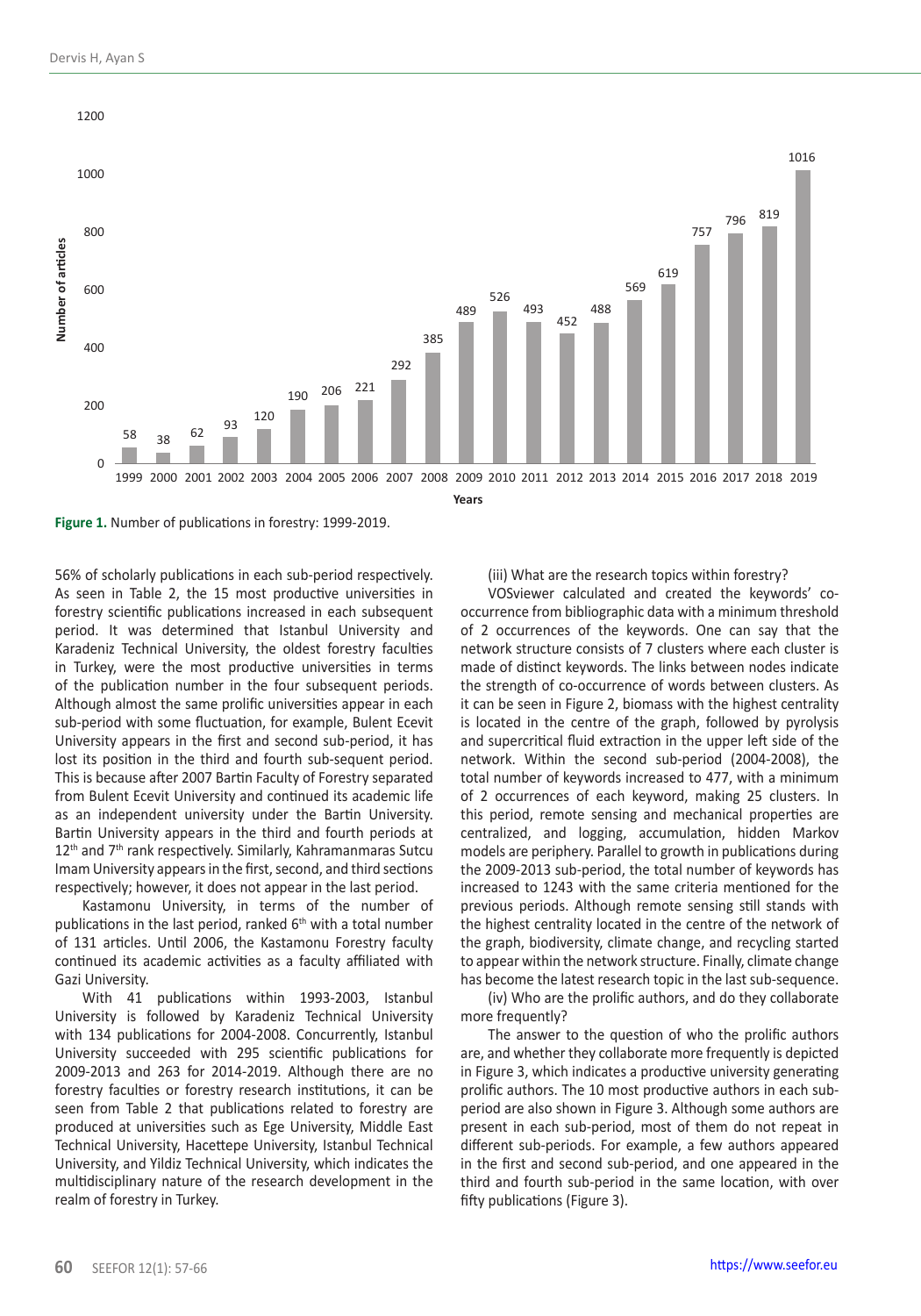Figure 1. Number of publications in forestry: 1999-2019.

56% of scholarly publications in each sub-period respectively. As seen in Table 2, the 15 most productive universities in forestry scientific publications increased in each subsequent period. It was determined that Istanbul University and Karadeniz Technical University, the oldest forestry faculties in Turkey, were the most productive universities in terms of the publication number in the four subsequent periods. Although almost the same prolific universities appear in each sub-period with some fluctuation, for example, Bulent Ecevit University appears in the first and second sub-period, it has lost its position in the third and fourth sub-sequent period. This is because after 2007 Bartin Faculty of Forestry separated from Bulent Ecevit University and continued its academic life as an independent university under the Bartin University. Bartin University appears in the third and fourth periods at 12th and 7th rank respectively. Similarly, Kahramanmaras Sutcu Imam University appears in the first, second, and third sections respectively; however, it does not appear in the last period.

Kastamonu University, in terms of the number of publications in the last period, ranked 6th with a total number of 131 articles. Until 2006, the Kastamonu Forestry faculty continued its academic activities as a faculty affiliated with Gazi University.

With 41 publications within 1993-2003, Istanbul University is followed by Karadeniz Technical University with 134 publications for 2004-2008. Concurrently, Istanbul University succeeded with 295 scientific publications for 2009-2013 and 263 for 2014-2019. Although there are no forestry faculties or forestry research institutions, it can be seen from Table 2 that publications related to forestry are produced at universities such as Ege University, Middle East Technical University, Hacettepe University, Istanbul Technical University, and Yildiz Technical University, which indicates the multidisciplinary nature of the research development in the realm of forestry in Turkey.

(iii) What are the research topics within forestry?

VOSviewer calculated and created the keywords' co-occurrence from bibliographic data with a minimum threshold of 2 occurrences of the keywords. One can say that the network structure consists of 7 clusters where each cluster is made of distinct keywords. The links between nodes indicate the strength of co-occurrence of words between clusters. As it can be seen in Figure 2, biomass with the highest centrality is located in the centre of the graph, followed by pyrolysis and supercritical fluid extraction in the upper left side of the network. Within the second sub-period (2004-2008), the total number of keywords increased to 477, with a minimum of 2 occurrences of each keyword, making 25 clusters. In this period, remote sensing and mechanical properties are centralized, and logging, accumulation, hidden Markov models are periphery. Parallel to growth in publications during the 2009-2013 sub-period, the total number of keywords has increased to 1243 with the same criteria mentioned for the previous periods. Although remote sensing still stands with the highest centrality located in the centre of the network of the graph, biodiversity, climate change, and recycling started to appear within the network structure. Finally, climate change has become the latest research topic in the last sub-sequence.

(iv) Who are the prolific authors, and do they collaborate more frequently?

The answer to the question of who the prolific authors are, and whether they collaborate more frequently is depicted in Figure 3, which indicates a productive university generating prolific authors. The 10 most productive authors in each sub-period are also shown in Figure 3. Although some authors are present in each sub-period, most of them do not repeat in different sub-periods. For example, a few authors appeared in the first and second sub-period, and one appeared in the third and fourth sub-period in the same location, with over fifty publications (Figure 3).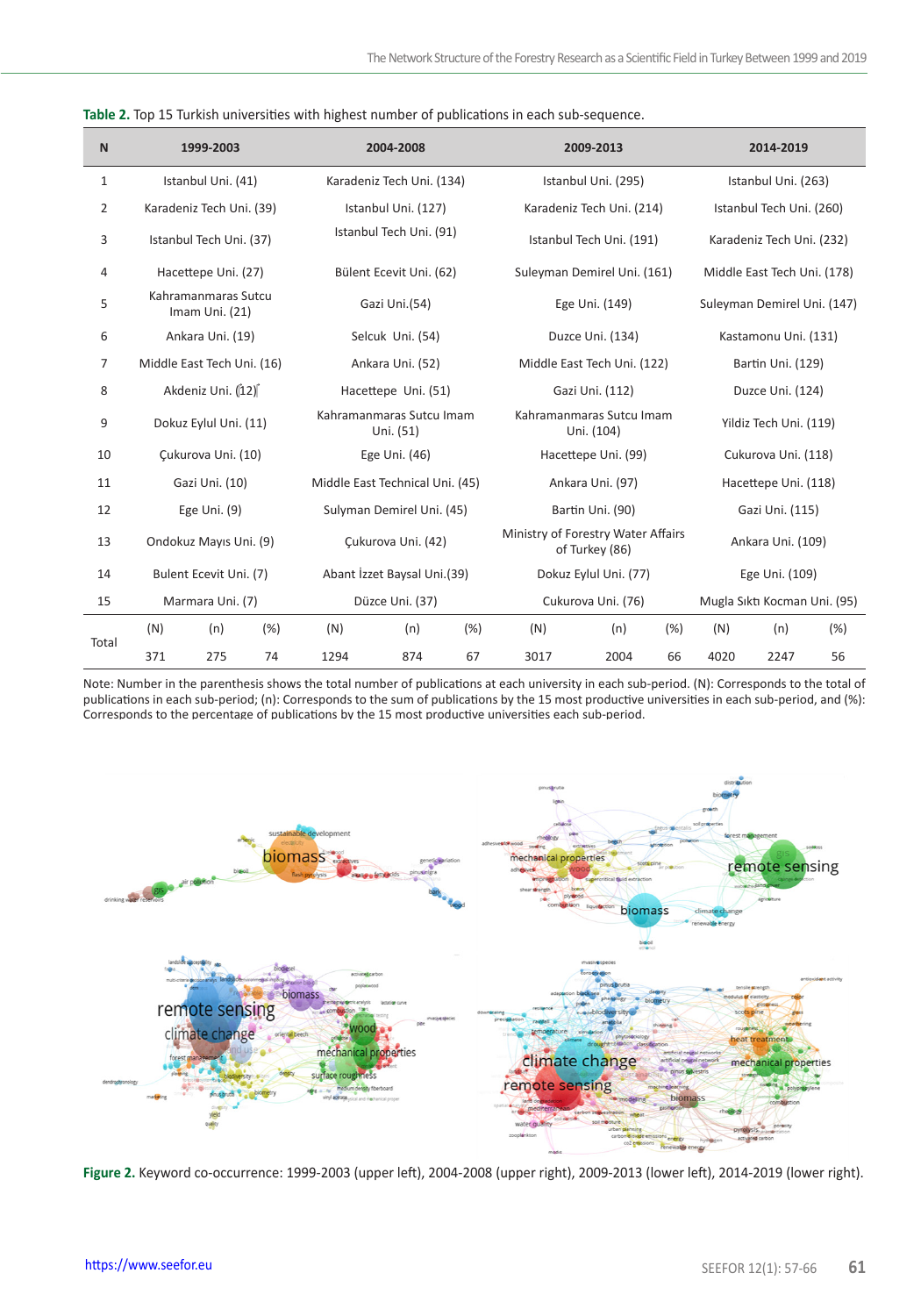**Table 2.** Top 15 Turkish universities with highest number of publications in each sub-sequence.

| N | 1999-2003 | | | 2004-2008 | | | 2009-2013 | | | 2014-2019 | | |
|---|---|---|---|---|---|---|---|---|---|---|---|---|
| 1 | Istanbul Uni. (41) | | | Karadeniz Tech Uni. (134) | | | Istanbul Uni. (295) | | | Istanbul Uni. (263) | | |
| 2 | Karadeniz Tech Uni. (39) | | | Istanbul Uni. (127) | | | Karadeniz Tech Uni. (214) | | | Istanbul Tech Uni. (260) | | |
| 3 | Istanbul Tech Uni. (37) | | | Istanbul Tech Uni. (91) | | | Istanbul Tech Uni. (191) | | | Karadeniz Tech Uni. (232) | | |
| 4 | Hacettepe Uni. (27) | | | Bülent Ecevit Uni. (62) | | | Suleyman Demirel Uni. (161) | | | Middle East Tech Uni. (178) | | |
| 5 | Kahramanmaras Sutcu Imam Uni. (21) | | | Gazi Uni.(54) | | | Ege Uni. (149) | | | Suleyman Demirel Uni. (147) | | |
| 6 | Ankara Uni. (19) | | | Selcuk Uni. (54) | | | Duzce Uni. (134) | | | Kastamonu Uni. (131) | | |
| 7 | Middle East Tech Uni. (16) | | | Ankara Uni. (52) | | | Middle East Tech Uni. (122) | | | Bartin Uni. (129) | | |
| 8 | Akdeniz Uni. (12) | | | Hacettepe Uni. (51) | | | Gazi Uni. (112) | | | Duzce Uni. (124) | | |
| 9 | Dokuz Eylul Uni. (11) | | | Kahramanmaras Sutcu Imam Uni. (51) | | | Kahramanmaras Sutcu Imam Uni. (104) | | | Yildiz Tech Uni. (119) | | |
| 10 | Çukurova Uni. (10) | | | Ege Uni. (46) | | | Hacettepe Uni. (99) | | | Cukurova Uni. (118) | | |
| 11 | Gazi Uni. (10) | | | Middle East Technical Uni. (45) | | | Ankara Uni. (97) | | | Hacettepe Uni. (118) | | |
| 12 | Ege Uni. (9) | | | Sulyman Demirel Uni. (45) | | | Bartin Uni. (90) | | | Gazi Uni. (115) | | |
| 13 | Ondokuz Mayıs Uni. (9) | | | Çukurova Uni. (42) | | | Ministry of Forestry Water Affairs of Turkey (86) | | | Ankara Uni. (109) | | |
| 14 | Bulent Ecevit Uni. (7) | | | Abant İzzet Baysal Uni.(39) | | | Dokuz Eylul Uni. (77) | | | Ege Uni. (109) | | |
| 15 | Marmara Uni. (7) | | | Düzce Uni. (37) | | | Cukurova Uni. (76) | | | Mugla Sıktı Kocman Uni. (95) | | |
| Total | (N) | (n) | (%) | (N) | (n) | (%) | (N) | (n) | (%) | (N) | (n) | (%) |
| | 371 | 275 | 74 | 1294 | 874 | 67 | 3017 | 2004 | 66 | 4020 | 2247 | 56 |

Note: Number in the parenthesis shows the total number of publications at each university in each sub-period. (N): Corresponds to the total of publications in each sub-period; (n): Corresponds to the sum of publications by the 15 most productive universities in each sub-period, and (%): Corresponds to the percentage of publications by the 15 most productive universities each sub-period.

**Figure 2.** Keyword co-occurrence: 1999-2003 (upper left), 2004-2008 (upper right), 2009-2013 (lower left), 2014-2019 (lower right).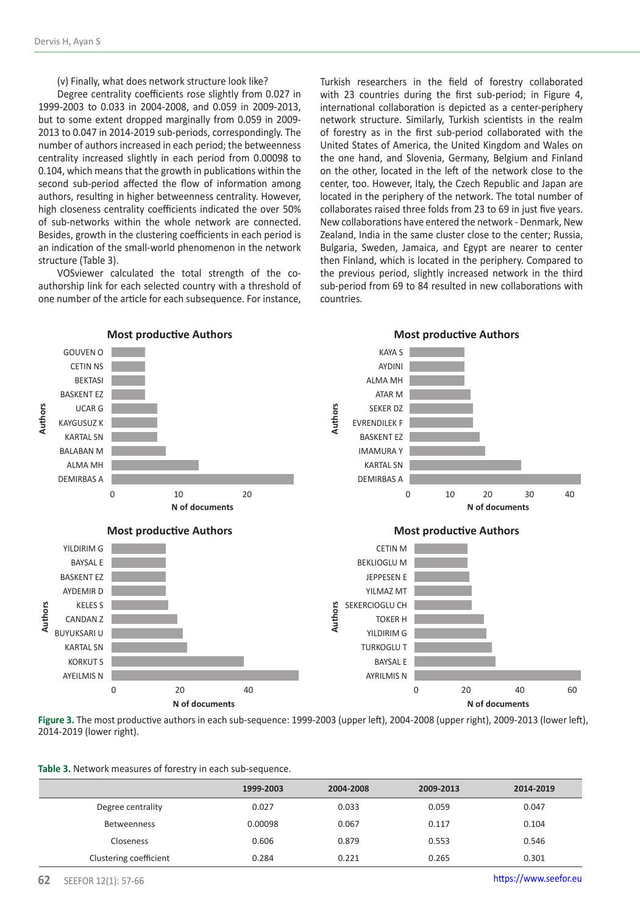(v) Finally, what does network structure look like?

Degree centrality coefficients rose slightly from 0.027 in 1999-2003 to 0.033 in 2004-2008, and 0.059 in 2009-2013, but to some extent dropped marginally from 0.059 in 2009-2013 to 0.047 in 2014-2019 sub-periods, correspondingly. The number of authors increased in each period; the betweenness centrality increased slightly in each period from 0.00098 to 0.104, which means that the growth in publications within the second sub-period affected the flow of information among authors, resulting in higher betweenness centrality. However, high closeness centrality coefficients indicated the over 50% of sub-networks within the whole network are connected. Besides, growth in the clustering coefficients in each period is an indication of the small-world phenomenon in the network structure (Table 3).

VOSviewer calculated the total strength of the co-authorship link for each selected country with a threshold of one number of the article for each subsequence. For instance, Turkish researchers in the field of forestry collaborated with 23 countries during the first sub-period; in Figure 4, international collaboration is depicted as a center-periphery network structure. Similarly, Turkish scientists in the realm of forestry as in the first sub-period collaborated with the United States of America, the United Kingdom and Wales on the one hand, and Slovenia, Germany, Belgium and Finland on the other, located in the left of the network close to the center, too. However, Italy, the Czech Republic and Japan are located in the periphery of the network. The total number of collaborates raised three folds from 23 to 69 in just five years. New collaborations have entered the network - Denmark, New Zealand, India in the same cluster close to the center; Russia, Bulgaria, Sweden, Jamaica, and Egypt are nearer to center then Finland, which is located in the periphery. Compared to the previous period, slightly increased network in the third sub-period from 69 to 84 resulted in new collaborations with countries.

**Figure 3.** The most productive authors in each sub-sequence: 1999-2003 (upper left), 2004-2008 (upper right), 2009-2013 (lower left), 2014-2019 (lower right).

**Table 3.** Network measures of forestry in each sub-sequence.

| | 1999-2003 | 2004-2008 | 2009-2013 | 2014-2019 |
|---|---|---|---|---|
| Degree centrality | 0.027 | 0.033 | 0.059 | 0.047 |
| Betweenness | 0.00098 | 0.067 | 0.117 | 0.104 |
| Closeness | 0.606 | 0.879 | 0.553 | 0.546 |
| Clustering coefficient | 0.284 | 0.221 | 0.265 | 0.301 |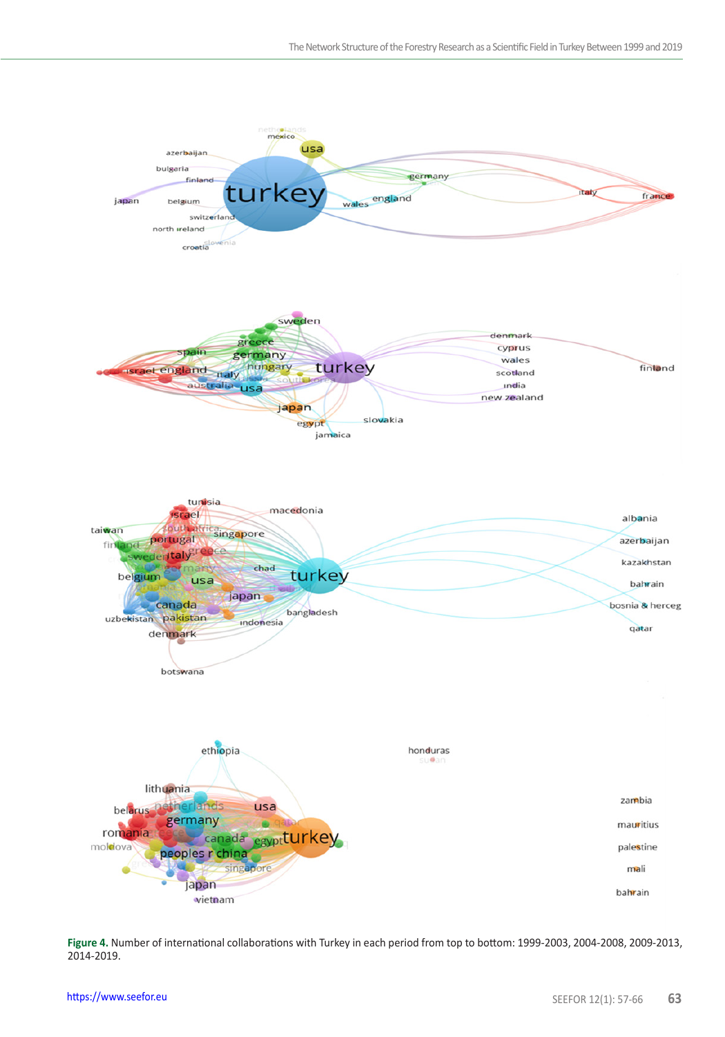**Figure 4.** Number of international collaborations with Turkey in each period from top to bottom: 1999-2003, 2004-2008, 2009-2013, 2014-2019.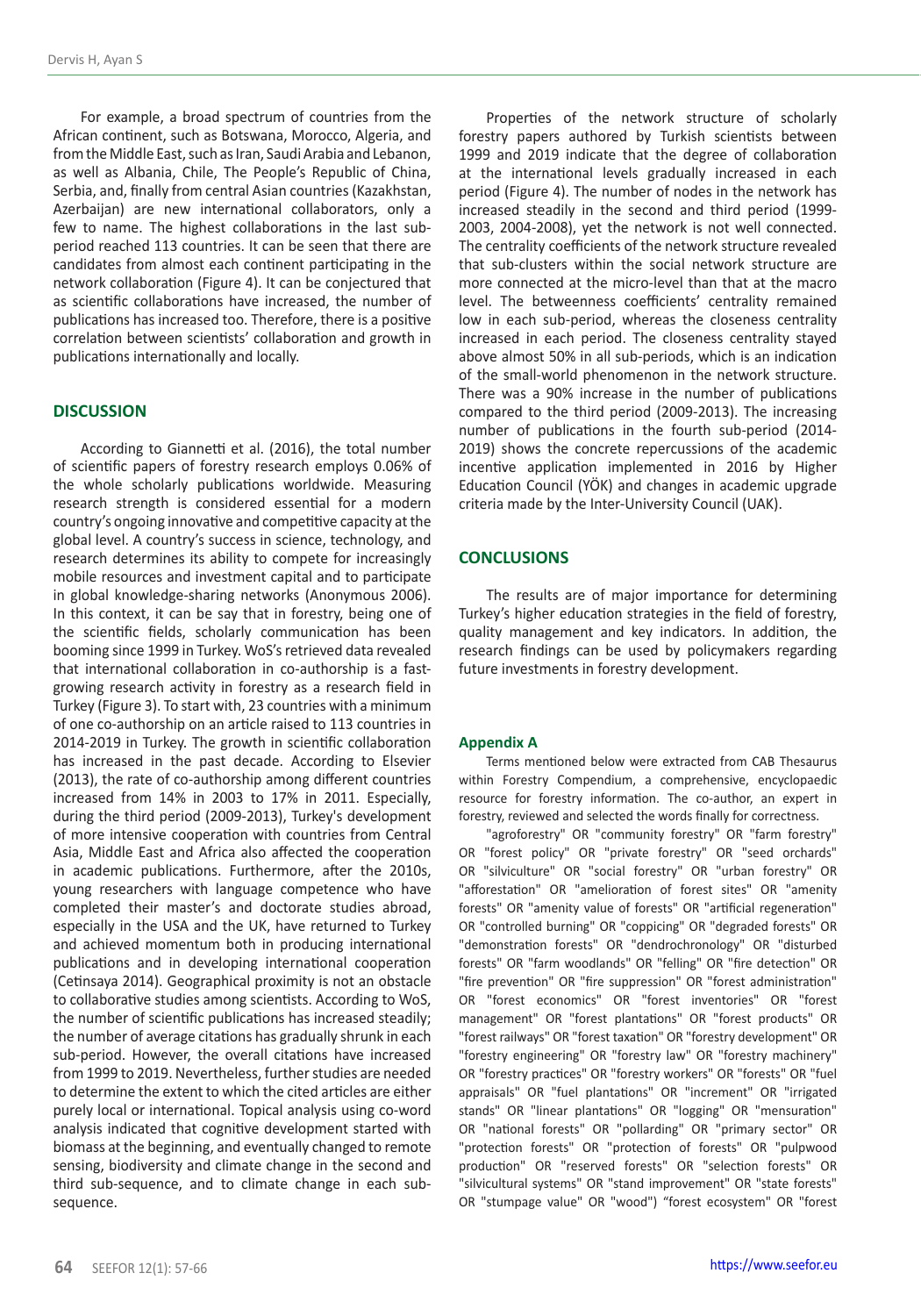For example, a broad spectrum of countries from the African continent, such as Botswana, Morocco, Algeria, and from the Middle East, such as Iran, Saudi Arabia and Lebanon, as well as Albania, Chile, The People's Republic of China, Serbia, and, finally from central Asian countries (Kazakhstan, Azerbaijan) are new international collaborators, only a few to name. The highest collaborations in the last sub-period reached 113 countries. It can be seen that there are candidates from almost each continent participating in the network collaboration (Figure 4). It can be conjectured that as scientific collaborations have increased, the number of publications has increased too. Therefore, there is a positive correlation between scientists' collaboration and growth in publications internationally and locally.

## DISCUSSION

According to Giannetti et al. (2016), the total number of scientific papers of forestry research employs 0.06% of the whole scholarly publications worldwide. Measuring research strength is considered essential for a modern country's ongoing innovative and competitive capacity at the global level. A country's success in science, technology, and research determines its ability to compete for increasingly mobile resources and investment capital and to participate in global knowledge-sharing networks (Anonymous 2006). In this context, it can be say that in forestry, being one of the scientific fields, scholarly communication has been booming since 1999 in Turkey. WoS's retrieved data revealed that international collaboration in co-authorship is a fast-growing research activity in forestry as a research field in Turkey (Figure 3). To start with, 23 countries with a minimum of one co-authorship on an article raised to 113 countries in 2014-2019 in Turkey. The growth in scientific collaboration has increased in the past decade. According to Elsevier (2013), the rate of co-authorship among different countries increased from 14% in 2003 to 17% in 2011. Especially, during the third period (2009-2013), Turkey's development of more intensive cooperation with countries from Central Asia, Middle East and Africa also affected the cooperation in academic publications. Furthermore, after the 2010s, young researchers with language competence who have completed their master's and doctorate studies abroad, especially in the USA and the UK, have returned to Turkey and achieved momentum both in producing international publications and in developing international cooperation (Cetinsaya 2014). Geographical proximity is not an obstacle to collaborative studies among scientists. According to WoS, the number of scientific publications has increased steadily; the number of average citations has gradually shrunk in each sub-period. However, the overall citations have increased from 1999 to 2019. Nevertheless, further studies are needed to determine the extent to which the cited articles are either purely local or international. Topical analysis using co-word analysis indicated that cognitive development started with biomass at the beginning, and eventually changed to remote sensing, biodiversity and climate change in the second and third sub-sequence, and to climate change in each sub-sequence.

Properties of the network structure of scholarly forestry papers authored by Turkish scientists between 1999 and 2019 indicate that the degree of collaboration at the international levels gradually increased in each period (Figure 4). The number of nodes in the network has increased steadily in the second and third period (1999-2003, 2004-2008), yet the network is not well connected. The centrality coefficients of the network structure revealed that sub-clusters within the social network structure are more connected at the micro-level than that at the macro level. The betweenness coefficients' centrality remained low in each sub-period, whereas the closeness centrality increased in each period. The closeness centrality stayed above almost 50% in all sub-periods, which is an indication of the small-world phenomenon in the network structure. There was a 90% increase in the number of publications compared to the third period (2009-2013). The increasing number of publications in the fourth sub-period (2014-2019) shows the concrete repercussions of the academic incentive application implemented in 2016 by Higher Education Council (YÖK) and changes in academic upgrade criteria made by the Inter-University Council (UAK).

## CONCLUSIONS

The results are of major importance for determining Turkey's higher education strategies in the field of forestry, quality management and key indicators. In addition, the research findings can be used by policymakers regarding future investments in forestry development.

### Appendix A

Terms mentioned below were extracted from CAB Thesaurus within Forestry Compendium, a comprehensive, encyclopaedic resource for forestry information. The co-author, an expert in forestry, reviewed and selected the words finally for correctness.

"agroforestry" OR "community forestry" OR "farm forestry" OR "forest policy" OR "private forestry" OR "seed orchards" OR "silviculture" OR "social forestry" OR "urban forestry" OR "afforestation" OR "amelioration of forest sites" OR "amenity forests" OR "amenity value of forests" OR "artificial regeneration" OR "controlled burning" OR "coppicing" OR "degraded forests" OR "demonstration forests" OR "dendrochronology" OR "disturbed forests" OR "farm woodlands" OR "felling" OR "fire detection" OR "fire prevention" OR "fire suppression" OR "forest administration" OR "forest economics" OR "forest inventories" OR "forest management" OR "forest plantations" OR "forest products" OR "forest railways" OR "forest taxation" OR "forestry development" OR "forestry engineering" OR "forestry law" OR "forestry machinery" OR "forestry practices" OR "forestry workers" OR "forests" OR "fuel appraisals" OR "fuel plantations" OR "increment" OR "irrigated stands" OR "linear plantations" OR "logging" OR "mensuration" OR "national forests" OR "pollarding" OR "primary sector" OR "protection forests" OR "protection of forests" OR "pulpwood production" OR "reserved forests" OR "selection forests" OR "silvicultural systems" OR "stand improvement" OR "state forests" OR "stumpage value" OR "wood") “forest ecosystem" OR "forest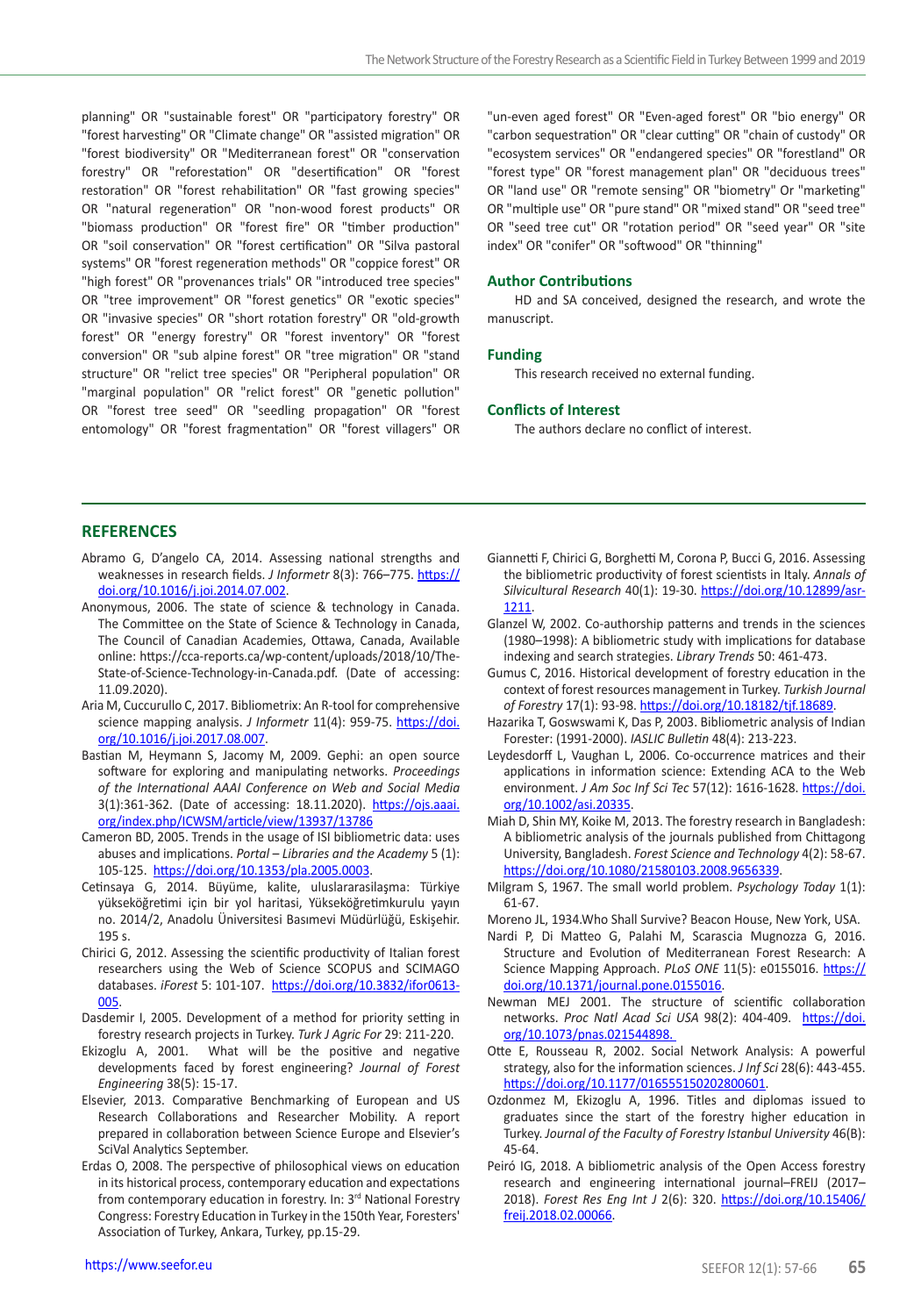planning" OR "sustainable forest" OR "participatory forestry" OR "forest harvesting" OR "Climate change" OR "assisted migration" OR "forest biodiversity" OR "Mediterranean forest" OR "conservation forestry" OR "reforestation" OR "desertification" OR "forest restoration" OR "forest rehabilitation" OR "fast growing species" OR "natural regeneration" OR "non-wood forest products" OR "biomass production" OR "forest fire" OR "timber production" OR "soil conservation" OR "forest certification" OR "Silva pastoral systems" OR "forest regeneration methods" OR "coppice forest" OR "high forest" OR "provenances trials" OR "introduced tree species" OR "tree improvement" OR "forest genetics" OR "exotic species" OR "invasive species" OR "short rotation forestry" OR "old-growth forest" OR "energy forestry" OR "forest inventory" OR "forest conversion" OR "sub alpine forest" OR "tree migration" OR "stand structure" OR "relict tree species" OR "Peripheral population" OR "marginal population" OR "relict forest" OR "genetic pollution" OR "forest tree seed" OR "seedling propagation" OR "forest entomology" OR "forest fragmentation" OR "forest villagers" OR "un-even aged forest" OR "Even-aged forest" OR "bio energy" OR "carbon sequestration" OR "clear cutting" OR "chain of custody" OR "ecosystem services" OR "endangered species" OR "forestland" OR "forest type" OR "forest management plan" OR "deciduous trees" OR "land use" OR "remote sensing" OR "biometry" Or "marketing" OR "multiple use" OR "pure stand" OR "mixed stand" OR "seed tree" OR "seed tree cut" OR "rotation period" OR "seed year" OR "site index" OR "conifer" OR "softwood" OR "thinning"

### Author Contributions

HD and SA conceived, designed the research, and wrote the manuscript.

### Funding

This research received no external funding.

### Conflicts of Interest

The authors declare no conflict of interest.

## REFERENCES

Abramo G, D'angelo CA, 2014. Assessing national strengths and weaknesses in research fields. *J Informetr* 8(3): 766–775. https://doi.org/10.1016/j.joi.2014.07.002.

Anonymous, 2006. The state of science & technology in Canada. The Committee on the State of Science & Technology in Canada, The Council of Canadian Academies, Ottawa, Canada, Available online: https://cca-reports.ca/wp-content/uploads/2018/10/The-State-of-Science-Technology-in-Canada.pdf. (Date of accessing: 11.09.2020).

Aria M, Cuccurullo C, 2017. Bibliometrix: An R-tool for comprehensive science mapping analysis. *J Informetr* 11(4): 959-75. https://doi.org/10.1016/j.joi.2017.08.007.

Bastian M, Heymann S, Jacomy M, 2009. Gephi: an open source software for exploring and manipulating networks. *Proceedings of the International AAAI Conference on Web and Social Media* 3(1):361-362. (Date of accessing: 18.11.2020). https://ojs.aaai.org/index.php/ICWSM/article/view/13937/13786

Cameron BD, 2005. Trends in the usage of ISI bibliometric data: uses abuses and implications. *Portal – Libraries and the Academy* 5 (1): 105-125. https://doi.org/10.1353/pla.2005.0003.

Cetinsaya G, 2014. Büyüme, kalite, uluslararasılaşma: Türkiye yükseköğretimi için bir yol haritası, Yükseköğretimkurulu yayın no. 2014/2, Anadolu Üniversitesi Basımevi Müdürlüğü, Eskişehir. 195 s.

Chirici G, 2012. Assessing the scientific productivity of Italian forest researchers using the Web of Science SCOPUS and SCIMAGO databases. *iForest* 5: 101-107. https://doi.org/10.3832/ifor0613-005.

Dasdemir I, 2005. Development of a method for priority setting in forestry research projects in Turkey. *Turk J Agric For* 29: 211-220.

Ekizoglu A, 2001. What will be the positive and negative developments faced by forest engineering? *Journal of Forest Engineering* 38(5): 15-17.

Elsevier, 2013. Comparative Benchmarking of European and US Research Collaborations and Researcher Mobility. A report prepared in collaboration between Science Europe and Elsevier's SciVal Analytics September.

Erdas O, 2008. The perspective of philosophical views on education in its historical process, contemporary education and expectations from contemporary education in forestry. In: 3rd National Forestry Congress: Forestry Education in Turkey in the 150th Year, Foresters' Association of Turkey, Ankara, Turkey, pp.15-29.

Giannetti F, Chirici G, Borghetti M, Corona P, Bucci G, 2016. Assessing the bibliometric productivity of forest scientists in Italy. *Annals of Silvicultural Research* 40(1): 19-30. https://doi.org/10.12899/asr-1211.

Glanzel W, 2002. Co-authorship patterns and trends in the sciences (1980–1998): A bibliometric study with implications for database indexing and search strategies. *Library Trends* 50: 461-473.

Gumus C, 2016. Historical development of forestry education in the context of forest resources management in Turkey. *Turkish Journal of Forestry* 17(1): 93-98. https://doi.org/10.18182/tjf.18689.

Hazarika T, Goswswami K, Das P, 2003. Bibliometric analysis of Indian Forester: (1991-2000). *IASLIC Bulletin* 48(4): 213-223.

Leydesdorff L, Vaughan L, 2006. Co-occurrence matrices and their applications in information science: Extending ACA to the Web environment. *J Am Soc Inf Sci Tec* 57(12): 1616-1628. https://doi.org/10.1002/asi.20335.

Miah D, Shin MY, Koike M, 2013. The forestry research in Bangladesh: A bibliometric analysis of the journals published from Chittagong University, Bangladesh. *Forest Science and Technology* 4(2): 58-67. https://doi.org/10.1080/21580103.2008.9656339.

Milgram S, 1967. The small world problem. *Psychology Today* 1(1): 61-67.

Moreno JL, 1934.Who Shall Survive? Beacon House, New York, USA.

Nardi P, Di Matteo G, Palahi M, Scarascia Mugnozza G, 2016. Structure and Evolution of Mediterranean Forest Research: A Science Mapping Approach. *PLoS ONE* 11(5): e0155016. https://doi.org/10.1371/journal.pone.0155016.

Newman MEJ 2001. The structure of scientific collaboration networks. *Proc Natl Acad Sci USA* 98(2): 404-409. https://doi.org/10.1073/pnas.021544898.

Otte E, Rousseau R, 2002. Social Network Analysis: A powerful strategy, also for the information sciences. *J Inf Sci* 28(6): 443-455. https://doi.org/10.1177/016555150202800601.

Ozdonmez M, Ekizoglu A, 1996. Titles and diplomas issued to graduates since the start of the forestry higher education in Turkey. *Journal of the Faculty of Forestry Istanbul University* 46(B): 45-64.

Peiró IG, 2018. A bibliometric analysis of the Open Access forestry research and engineering international journal–FREIJ (2017–2018). *Forest Res Eng Int J* 2(6): 320. https://doi.org/10.15406/freij.2018.02.00066.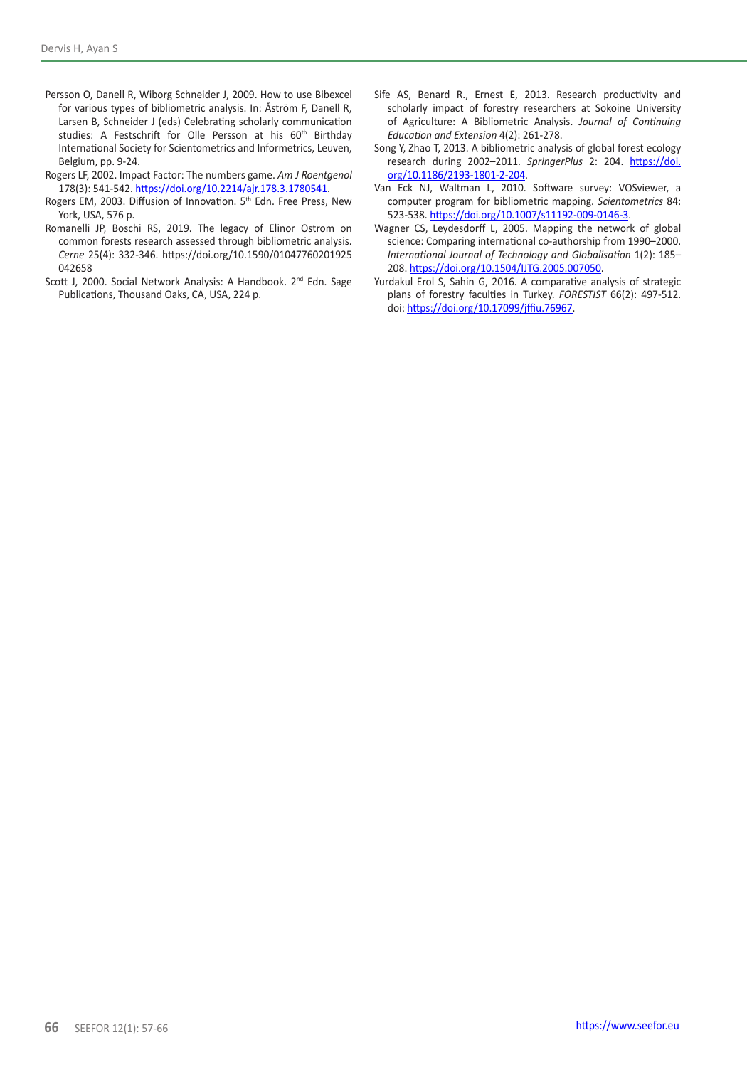Persson O, Danell R, Wiborg Schneider J, 2009. How to use Bibexcel for various types of bibliometric analysis. In: Åström F, Danell R, Larsen B, Schneider J (eds) Celebrating scholarly communication studies: A Festschrift for Olle Persson at his 60th Birthday International Society for Scientometrics and Informetrics, Leuven, Belgium, pp. 9-24.

Rogers LF, 2002. Impact Factor: The numbers game. *Am J Roentgenol* 178(3): 541-542. https://doi.org/10.2214/ajr.178.3.1780541.

Rogers EM, 2003. Diffusion of Innovation. 5th Edn. Free Press, New York, USA, 576 p.

Romanelli JP, Boschi RS, 2019. The legacy of Elinor Ostrom on common forests research assessed through bibliometric analysis. *Cerne* 25(4): 332-346. https://doi.org/10.1590/01047760201925042658

Scott J, 2000. Social Network Analysis: A Handbook. 2nd Edn. Sage Publications, Thousand Oaks, CA, USA, 224 p.

Sife AS, Benard R., Ernest E, 2013. Research productivity and scholarly impact of forestry researchers at Sokoine University of Agriculture: A Bibliometric Analysis. *Journal of Continuing Education and Extension* 4(2): 261-278.

Song Y, Zhao T, 2013. A bibliometric analysis of global forest ecology research during 2002–2011. *SpringerPlus* 2: 204. https://doi.org/10.1186/2193-1801-2-204.

Van Eck NJ, Waltman L, 2010. Software survey: VOSviewer, a computer program for bibliometric mapping. *Scientometrics* 84: 523-538. https://doi.org/10.1007/s11192-009-0146-3.

Wagner CS, Leydesdorff L, 2005. Mapping the network of global science: Comparing international co-authorship from 1990–2000. *International Journal of Technology and Globalisation* 1(2): 185–208. https://doi.org/10.1504/IJTG.2005.007050.

Yurdakul Erol S, Sahin G, 2016. A comparative analysis of strategic plans of forestry faculties in Turkey. *FORESTIST* 66(2): 497-512. doi: https://doi.org/10.17099/jffiu.76967.